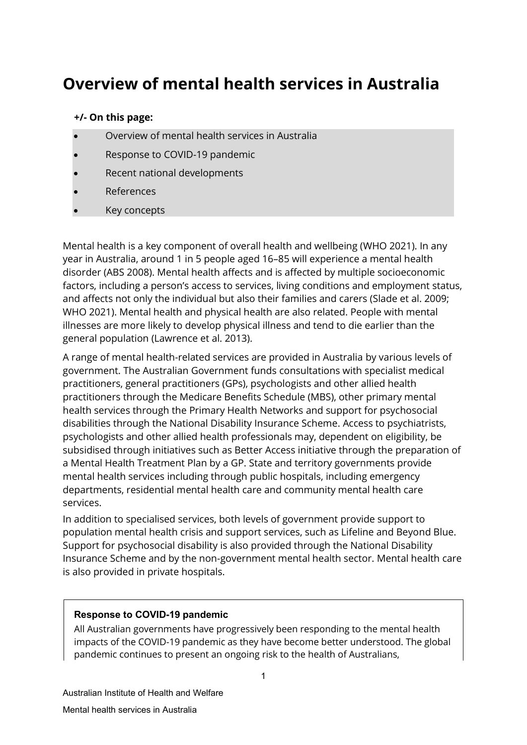# Overview of mental health services in Australia

**+/- On this page:**

- Overview of mental health services in Australia
- Response to COVID-19 pandemic
- Recent national developments
- References
- Key concepts

Mental health is a key component of overall health and wellbeing (WHO 2021). In any year in Australia, around 1 in 5 people aged 16–85 will experience a mental health disorder (ABS 2008). Mental health affects and is affected by multiple socioeconomic factors, including a person's access to services, living conditions and employment status, and affects not only the individual but also their families and carers (Slade et al. 2009; WHO 2021). Mental health and physical health are also related. People with mental illnesses are more likely to develop physical illness and tend to die earlier than the general population (Lawrence et al. 2013).

A range of mental health-related services are provided in Australia by various levels of government. The Australian Government funds consultations with specialist medical practitioners, general practitioners (GPs), psychologists and other allied health practitioners through the Medicare Benefits Schedule (MBS), other primary mental health services through the Primary Health Networks and support for psychosocial disabilities through the National Disability Insurance Scheme. Access to psychiatrists, psychologists and other allied health professionals may, dependent on eligibility, be subsidised through initiatives such as Better Access initiative through the preparation of a Mental Health Treatment Plan by a GP. State and territory governments provide mental health services including through public hospitals, including emergency departments, residential mental health care and community mental health care services.

In addition to specialised services, both levels of government provide support to population mental health crisis and support services, such as Lifeline and Beyond Blue. Support for psychosocial disability is also provided through the National Disability Insurance Scheme and by the non-government mental health sector. Mental health care is also provided in private hospitals.

**Response to COVID-19 pandemic**

All Australian governments have progressively been responding to the mental health impacts of the COVID-19 pandemic as they have become better understood. The global pandemic continues to present an ongoing risk to the health of Australians,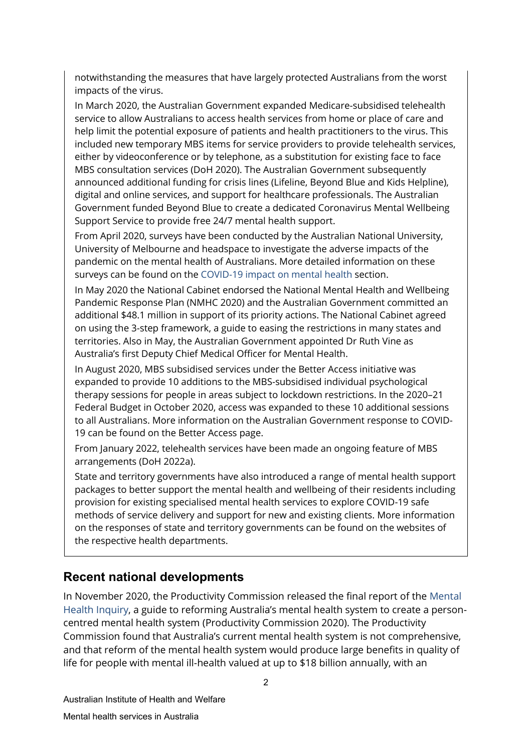notwithstanding the measures that have largely protected Australians from the worst impacts of the virus.

In March 2020, the Australian Government expanded Medicare-subsidised telehealth service to allow Australians to access health services from home or place of care and help limit the potential exposure of patients and health practitioners to the virus. This included new temporary MBS items for service providers to provide telehealth services, either by videoconference or by telephone, as a substitution for existing face to face MBS consultation services (DoH 2020). The Australian Government subsequently announced additional funding for crisis lines (Lifeline, Beyond Blue and Kids Helpline), digital and online services, and support for healthcare professionals. The Australian Government funded Beyond Blue to create a dedicated Coronavirus Mental Wellbeing Support Service to provide free 24/7 mental health support.

From April 2020, surveys have been conducted by the Australian National University, University of Melbourne and headspace to investigate the adverse impacts of the pandemic on the mental health of Australians. More detailed information on these surveys can be found on the COVID-19 impact on mental health section.

In May 2020 the National Cabinet endorsed the National Mental Health and Wellbeing Pandemic Response Plan (NMHC 2020) and the Australian Government committed an additional $48.1 million in support of its priority actions. The National Cabinet agreed on using the 3-step framework, a guide to easing the restrictions in many states and territories. Also in May, the Australian Government appointed Dr Ruth Vine as Australia's first Deputy Chief Medical Officer for Mental Health.

In August 2020, MBS subsidised services under the Better Access initiative was expanded to provide 10 additions to the MBS-subsidised individual psychological therapy sessions for people in areas subject to lockdown restrictions. In the 2020–21 Federal Budget in October 2020, access was expanded to these 10 additional sessions to all Australians. More information on the Australian Government response to COVID-19 can be found on the Better Access page.

From January 2022, telehealth services have been made an ongoing feature of MBS arrangements (DoH 2022a).

State and territory governments have also introduced a range of mental health support packages to better support the mental health and wellbeing of their residents including provision for existing specialised mental health services to explore COVID-19 safe methods of service delivery and support for new and existing clients. More information on the responses of state and territory governments can be found on the websites of the respective health departments.

## Recent national developments

In November 2020, the Productivity Commission released the final report of the Mental Health Inquiry, a guide to reforming Australia's mental health system to create a person-centred mental health system (Productivity Commission 2020). The Productivity Commission found that Australia's current mental health system is not comprehensive, and that reform of the mental health system would produce large benefits in quality of life for people with mental ill-health valued at up to $18 billion annually, with an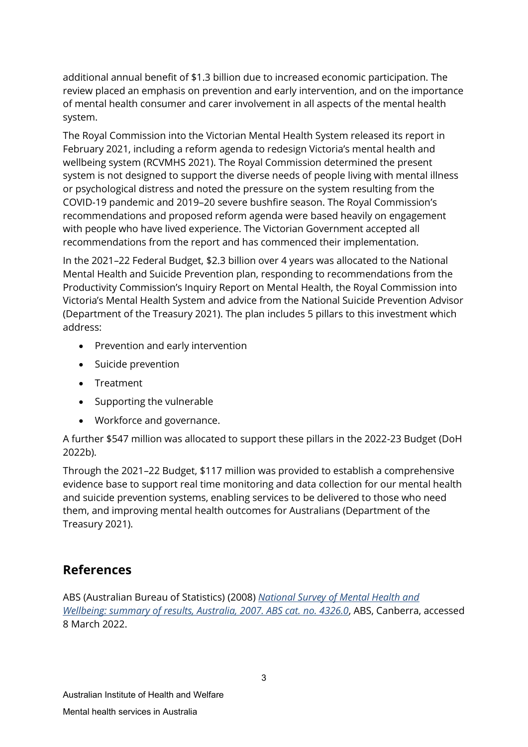additional annual benefit of $1.3 billion due to increased economic participation. The review placed an emphasis on prevention and early intervention, and on the importance of mental health consumer and carer involvement in all aspects of the mental health system.

The Royal Commission into the Victorian Mental Health System released its report in February 2021, including a reform agenda to redesign Victoria's mental health and wellbeing system (RCVMHS 2021). The Royal Commission determined the present system is not designed to support the diverse needs of people living with mental illness or psychological distress and noted the pressure on the system resulting from the COVID-19 pandemic and 2019–20 severe bushfire season. The Royal Commission's recommendations and proposed reform agenda were based heavily on engagement with people who have lived experience. The Victorian Government accepted all recommendations from the report and has commenced their implementation.

In the 2021–22 Federal Budget, $2.3 billion over 4 years was allocated to the National Mental Health and Suicide Prevention plan, responding to recommendations from the Productivity Commission's Inquiry Report on Mental Health, the Royal Commission into Victoria's Mental Health System and advice from the National Suicide Prevention Advisor (Department of the Treasury 2021). The plan includes 5 pillars to this investment which address:

- Prevention and early intervention
- Suicide prevention
- Treatment
- Supporting the vulnerable
- Workforce and governance.

A further $547 million was allocated to support these pillars in the 2022-23 Budget (DoH 2022b).

Through the 2021–22 Budget, $117 million was provided to establish a comprehensive evidence base to support real time monitoring and data collection for our mental health and suicide prevention systems, enabling services to be delivered to those who need them, and improving mental health outcomes for Australians (Department of the Treasury 2021).

## References

ABS (Australian Bureau of Statistics) (2008) *National Survey of Mental Health and Wellbeing: summary of results, Australia, 2007. ABS cat. no. 4326.0*, ABS, Canberra, accessed 8 March 2022.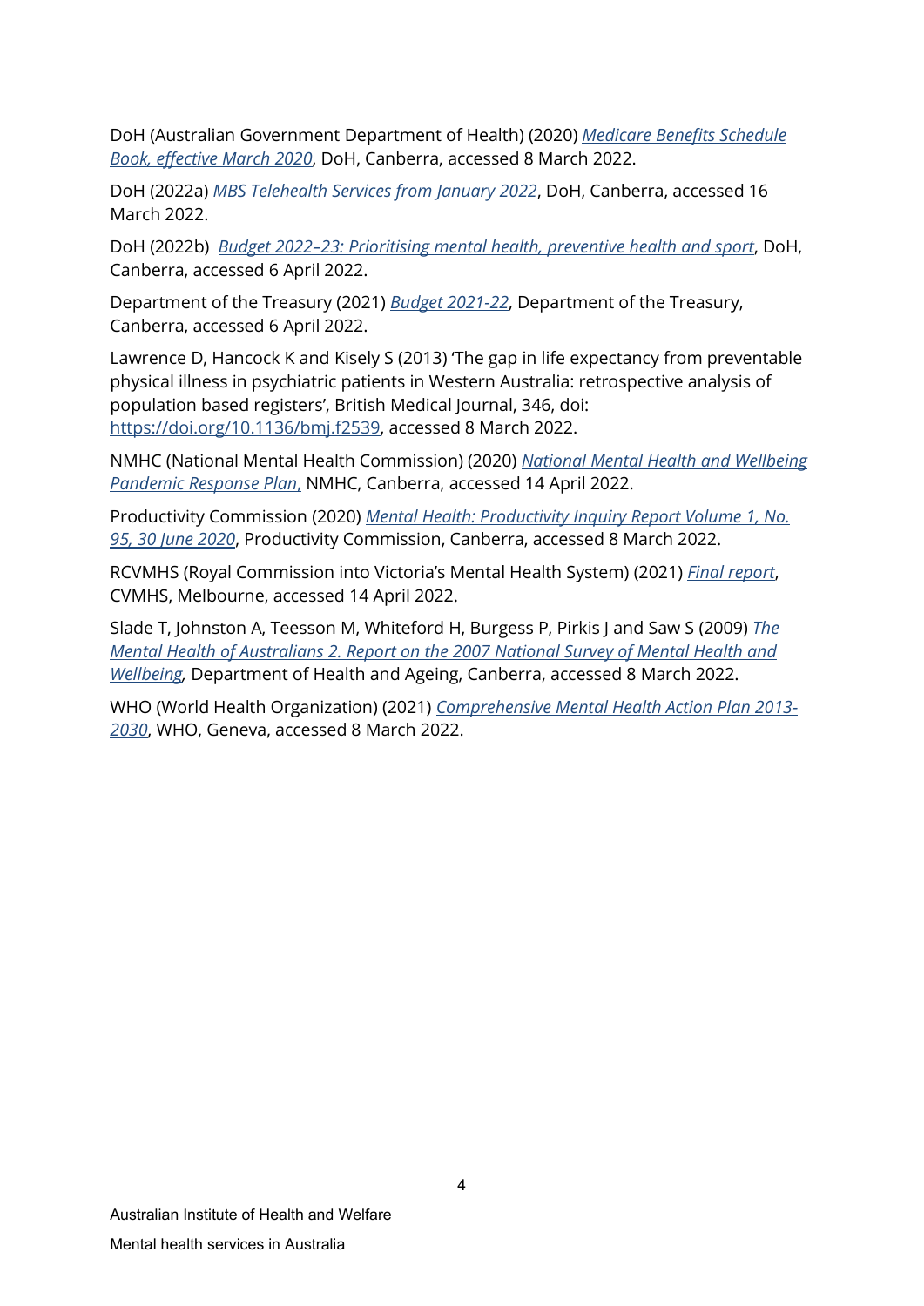DoH (Australian Government Department of Health) (2020) *Medicare Benefits Schedule Book, effective March 2020*, DoH, Canberra, accessed 8 March 2022.

DoH (2022a) *MBS Telehealth Services from January 2022*, DoH, Canberra, accessed 16 March 2022.

DoH (2022b) *Budget 2022–23: Prioritising mental health, preventive health and sport*, DoH, Canberra, accessed 6 April 2022.

Department of the Treasury (2021) *Budget 2021-22*, Department of the Treasury, Canberra, accessed 6 April 2022.

Lawrence D, Hancock K and Kisely S (2013) 'The gap in life expectancy from preventable physical illness in psychiatric patients in Western Australia: retrospective analysis of population based registers', British Medical Journal, 346, doi: https://doi.org/10.1136/bmj.f2539, accessed 8 March 2022.

NMHC (National Mental Health Commission) (2020) *National Mental Health and Wellbeing Pandemic Response Plan*, NMHC, Canberra, accessed 14 April 2022.

Productivity Commission (2020) *Mental Health: Productivity Inquiry Report Volume 1, No. 95, 30 June 2020*, Productivity Commission, Canberra, accessed 8 March 2022.

RCVMHS (Royal Commission into Victoria's Mental Health System) (2021) *Final report*, CVMHS, Melbourne, accessed 14 April 2022.

Slade T, Johnston A, Teesson M, Whiteford H, Burgess P, Pirkis J and Saw S (2009) *The Mental Health of Australians 2. Report on the 2007 National Survey of Mental Health and Wellbeing*, Department of Health and Ageing, Canberra, accessed 8 March 2022.

WHO (World Health Organization) (2021) *Comprehensive Mental Health Action Plan 2013-2030*, WHO, Geneva, accessed 8 March 2022.